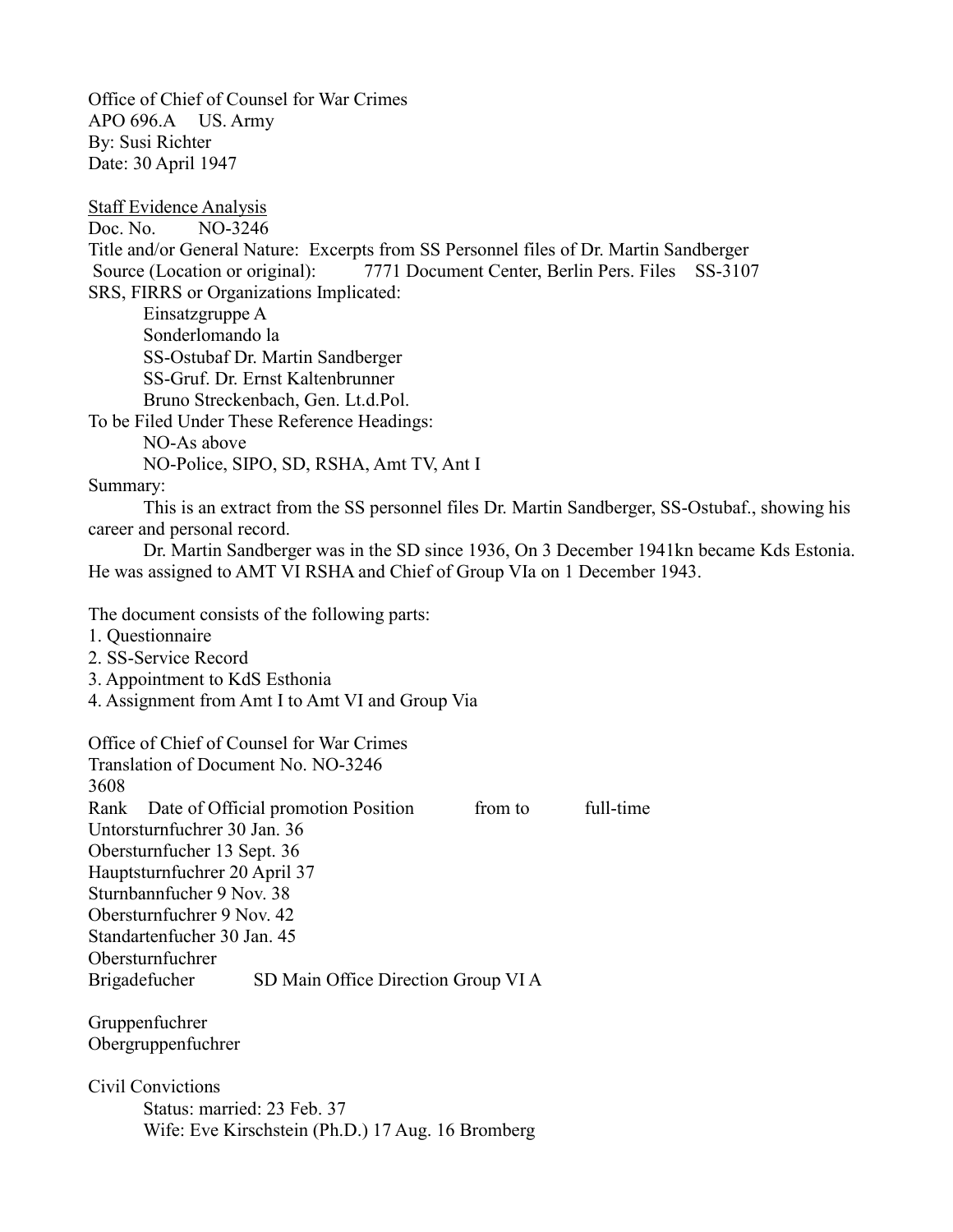Office of Chief of Counsel for War Crimes
APO 696.A US. Army
By: Susi Richter
Date: 30 April 1947

<u>Staff Evidence Analysis</u>
Doc. No. NO-3246
Title and/or General Nature: Excerpts from SS Personnel files of Dr. Martin Sandberger
Source (Location or original): 7771 Document Center, Berlin Pers. Files SS-3107
SRS, FIRRS or Organizations Implicated:

Einsatzgruppe A
Sonderlomando la
SS-Ostubaf Dr. Martin Sandberger
SS-Gruf. Dr. Ernst Kaltenbrunner
Bruno Streckenbach, Gen. Lt.d.Pol.

To be Filed Under These Reference Headings:

NO-As above
NO-Police, SIPO, SD, RSHA, Amt TV, Ant I

Summary:

This is an extract from the SS personnel files Dr. Martin Sandberger, SS-Ostubaf., showing his career and personal record.

Dr. Martin Sandberger was in the SD since 1936, On 3 December 1941kn became Kds Estonia. He was assigned to AMT VI RSHA and Chief of Group VIa on 1 December 1943.

The document consists of the following parts:

1. Questionnaire
2. SS-Service Record
3. Appointment to KdS Esthonia
4. Assignment from Amt I to Amt VI and Group Via

Office of Chief of Counsel for War Crimes
Translation of Document No. NO-3246
3608

| Rank | Date of Official promotion | Position | from to | full-time |
|---|---|---|---|---|
| Untorsturnfuchrer | 30 Jan. 36 | | | |
| Obersturnfucher | 13 Sept. 36 | | | |
| Hauptsturnfuchrer | 20 April 37 | | | |
| Sturnbannfucher | 9 Nov. 38 | | | |
| Obersturnfuchrer | 9 Nov. 42 | | | |
| Standartenfucher | 30 Jan. 45 | | | |
| Obersturnfuchrer | | | | |
| Brigadefucher | | SD Main Office Direction Group VI A | | |
| Gruppenfuchrer | | | | |
| Obergruppenfuchrer | | | | |

Civil Convictions

Status: married: 23 Feb. 37
Wife: Eve Kirschstein (Ph.D.) 17 Aug. 16 Bromberg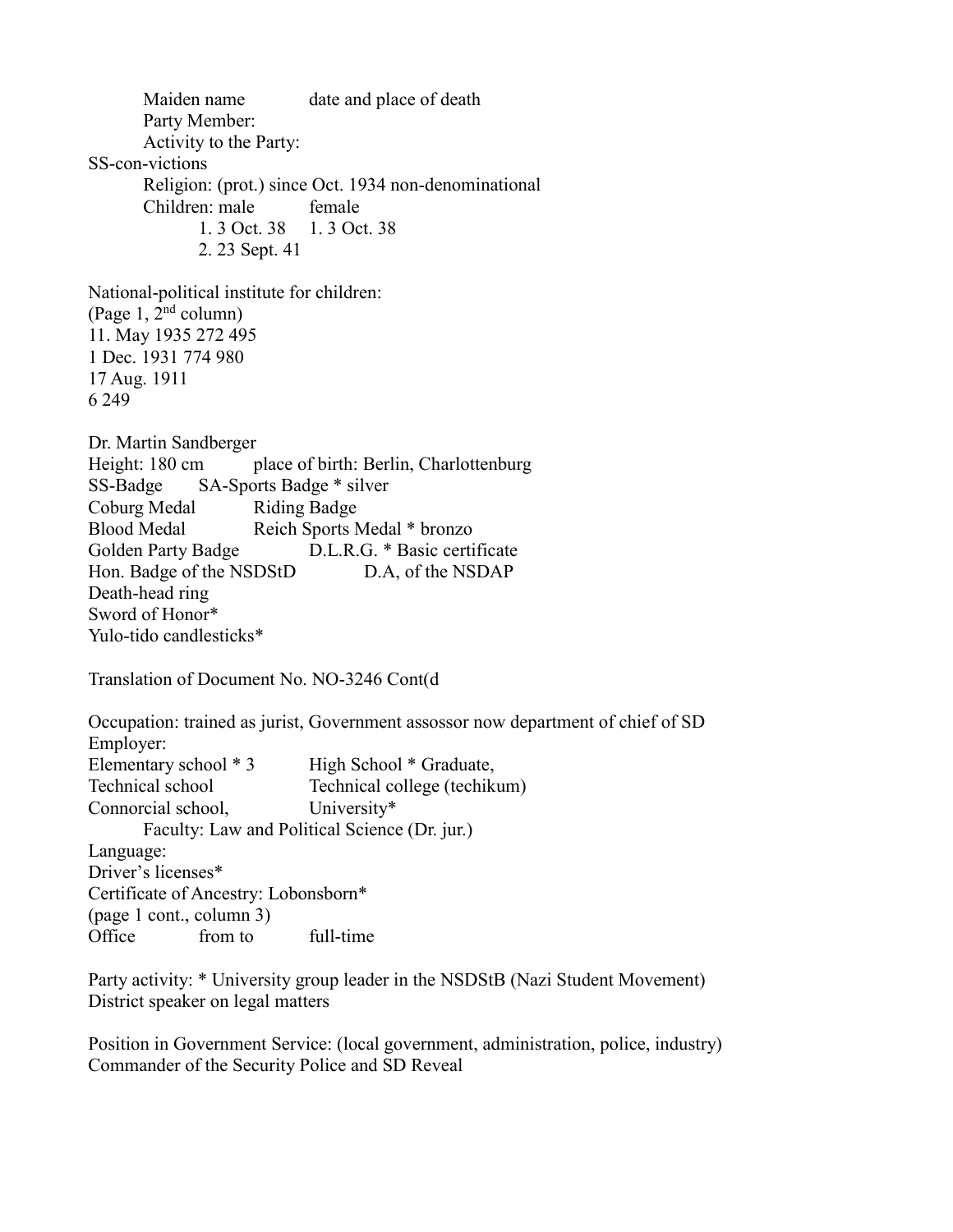Maiden name date and place of death
Party Member:
Activity to the Party:
SS-con-victions
Religion: (prot.) since Oct. 1934 non-denominational
Children: male female
1. 3 Oct. 38 1. 3 Oct. 38
2. 23 Sept. 41

National-political institute for children:
(Page 1, 2nd column)
11. May 1935 272 495
1 Dec. 1931 774 980
17 Aug. 1911
6 249

Dr. Martin Sandberger
Height: 180 cm place of birth: Berlin, Charlottenburg
SS-Badge SA-Sports Badge * silver
Coburg Medal Riding Badge
Blood Medal Reich Sports Medal * bronzo
Golden Party Badge D.L.R.G. * Basic certificate
Hon. Badge of the NSDStD D.A, of the NSDAP
Death-head ring
Sword of Honor*
Yulo-tido candlesticks*

Translation of Document No. NO-3246 Cont(d

Occupation: trained as jurist, Government assossor now department of chief of SD
Employer:
Elementary school * 3 High School * Graduate,
Technical school Technical college (techikum)
Connorcial school, University*
Faculty: Law and Political Science (Dr. jur.)
Language:
Driver's licenses*
Certificate of Ancestry: Lobonsborn*
(page 1 cont., column 3)
Office from to full-time

Party activity: * University group leader in the NSDStB (Nazi Student Movement)
District speaker on legal matters

Position in Government Service: (local government, administration, police, industry)
Commander of the Security Police and SD Reveal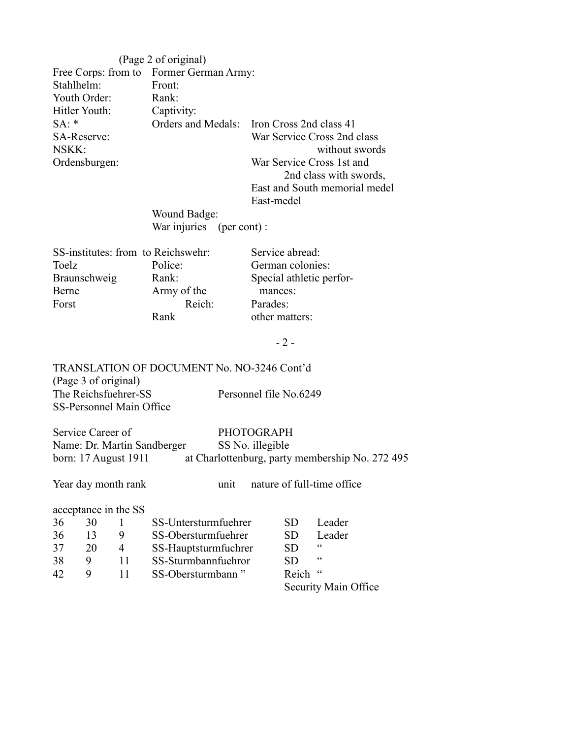(Page 2 of original)

| | | |
|---|---|---|
| Free Corps: from to | Former German Army: | |
| Stahlhelm: | Front: | |
| Youth Order: | Rank: | |
| Hitler Youth: | Captivity: | |
| SA: * | Orders and Medals: | Iron Cross 2nd class 41 |
| SA-Reserve: | | War Service Cross 2nd class without swords |
| NSKK: | | |
| Ordensburgen: | | War Service Cross 1st and 2nd class with swords, |
| | | East and South memorial medel |
| | | East-medel |
| | Wound Badge: | |
| | War injuries (per cont) : | |

| | | |
|---|---|---|
| SS-institutes: from to | Reichswehr: | Service abread: |
| Toelz | Police: | German colonies: |
| Braunschweig | Rank: | Special athletic perfor-mances: |
| Berne | Army of the Reich: | |
| Forst | | Parades: |
| | Rank | other matters: |

TRANSLATION OF DOCUMENT No. NO-3246 Cont'd
(Page 3 of original)

The Reichsfuehrer-SS
SS-Personnel Main Office

Personnel file No.6249

Service Career of
Name: Dr. Martin Sandberger
born: 17 August 1911

PHOTOGRAPH
SS No. illegible
at Charlottenburg, party membership No. 272 495

| Year | day | month | rank | unit | nature of full-time office |
|---|---|---|---|---|---|
| acceptance in the SS | | | | | |
| 36 | 30 | 1 | SS-Untersturmfuehrer | SD | Leader |
| 36 | 13 | 9 | SS-Obersturmfuehrer | SD | Leader |
| 37 | 20 | 4 | SS-Hauptsturmfuchrer | SD | " |
| 38 | 9 | 11 | SS-Sturmbannfuehror | SD | " |
| 42 | 9 | 11 | SS-Obersturmbann " | Reich Security Main Office | " |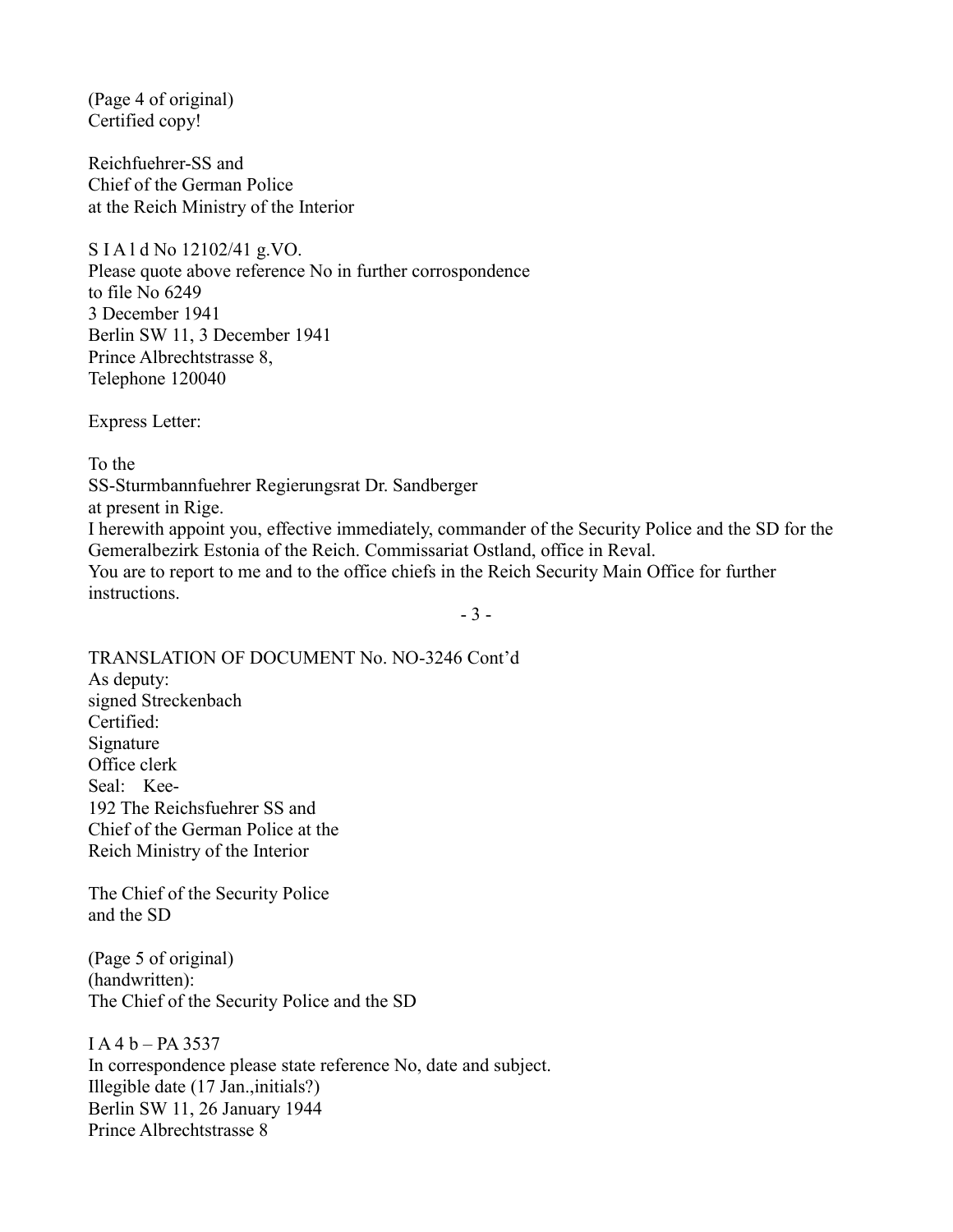(Page 4 of original)
Certified copy!

Reichfuehrer-SS and
Chief of the German Police
at the Reich Ministry of the Interior

S I A l d No 12102/41 g.VO.
Please quote above reference No in further corrospondence
to file No 6249
3 December 1941
Berlin SW 11, 3 December 1941
Prince Albrechtstrasse 8,
Telephone 120040

Express Letter:

To the
SS-Sturmbannfuehrer Regierungsrat Dr. Sandberger
at present in Rige.
I herewith appoint you, effective immediately, commander of the Security Police and the SD for the Gemeralbezirk Estonia of the Reich. Commissariat Ostland, office in Reval.
You are to report to me and to the office chiefs in the Reich Security Main Office for further instructions.

TRANSLATION OF DOCUMENT No. NO-3246 Cont'd
As deputy:
signed Streckenbach
Certified:
Signature
Office clerk
Seal: Kee-
192 The Reichsfuehrer SS and
Chief of the German Police at the
Reich Ministry of the Interior

The Chief of the Security Police
and the SD

(Page 5 of original)
(handwritten):
The Chief of the Security Police and the SD

I A 4 b – PA 3537
In correspondence please state reference No, date and subject.
Illegible date (17 Jan.,initials?)
Berlin SW 11, 26 January 1944
Prince Albrechtstrasse 8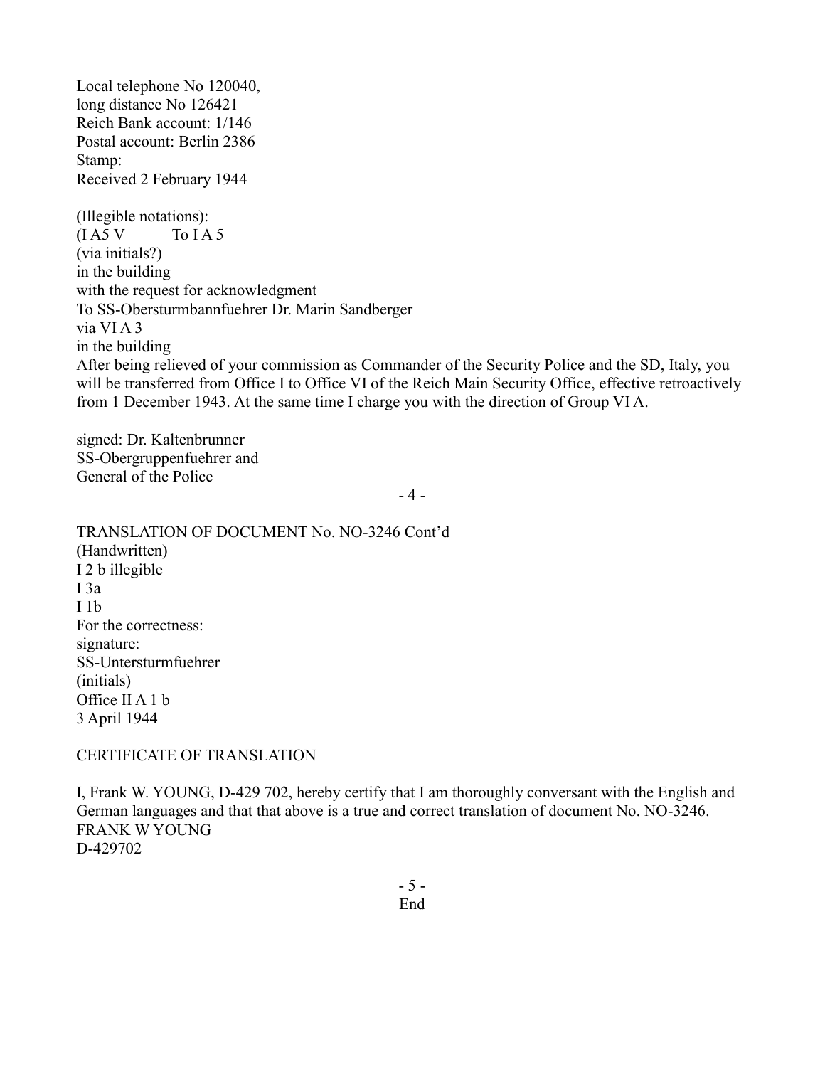Local telephone No 120040,
long distance No 126421
Reich Bank account: 1/146
Postal account: Berlin 2386
Stamp:
Received 2 February 1944

(Illegible notations):
(I A5 V To I A 5
(via initials?)
in the building
with the request for acknowledgment
To SS-Obersturmbannfuehrer Dr. Marin Sandberger
via VI A 3
in the building
After being relieved of your commission as Commander of the Security Police and the SD, Italy, you will be transferred from Office I to Office VI of the Reich Main Security Office, effective retroactively from 1 December 1943. At the same time I charge you with the direction of Group VI A.

signed: Dr. Kaltenbrunner
SS-Obergruppenfuehrer and
General of the Police

TRANSLATION OF DOCUMENT No. NO-3246 Cont'd
(Handwritten)
I 2 b illegible
I 3a
I 1b
For the correctness:
signature:
SS-Untersturmfuehrer
(initials)
Office II A 1 b
3 April 1944

CERTIFICATE OF TRANSLATION

I, Frank W. YOUNG, D-429 702, hereby certify that I am thoroughly conversant with the English and German languages and that that above is a true and correct translation of document No. NO-3246.
FRANK W YOUNG
D-429702

End